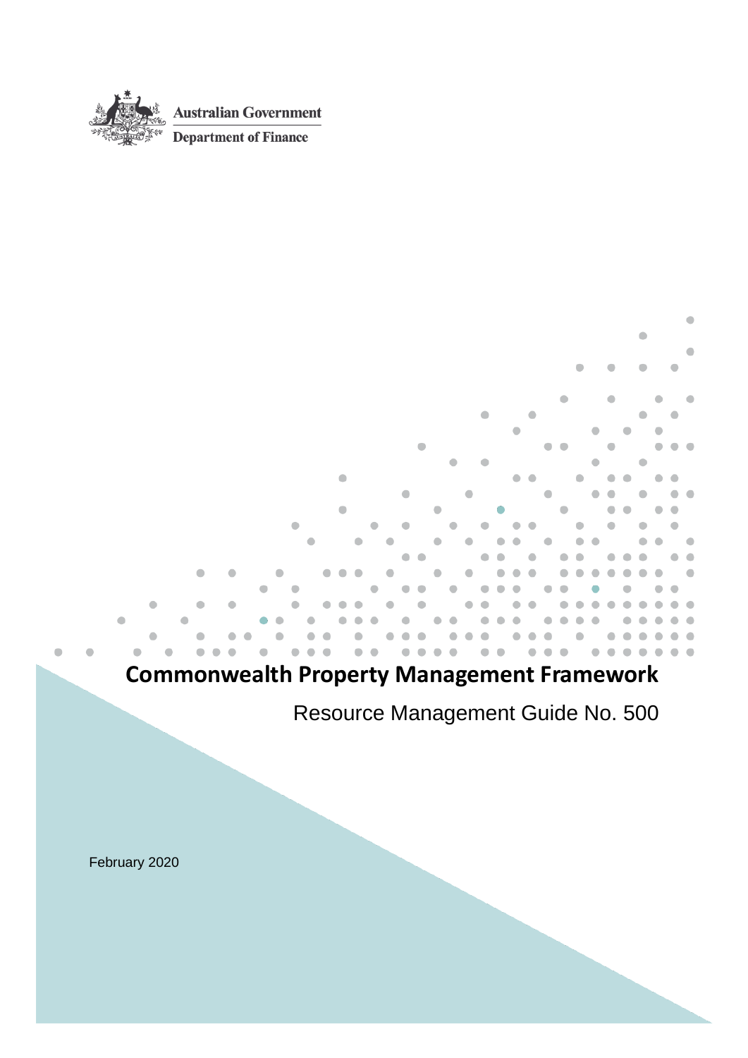Australian Government

Department of Finance

# Commonwealth Property Management Framework

Resource Management Guide No. 500

February 2020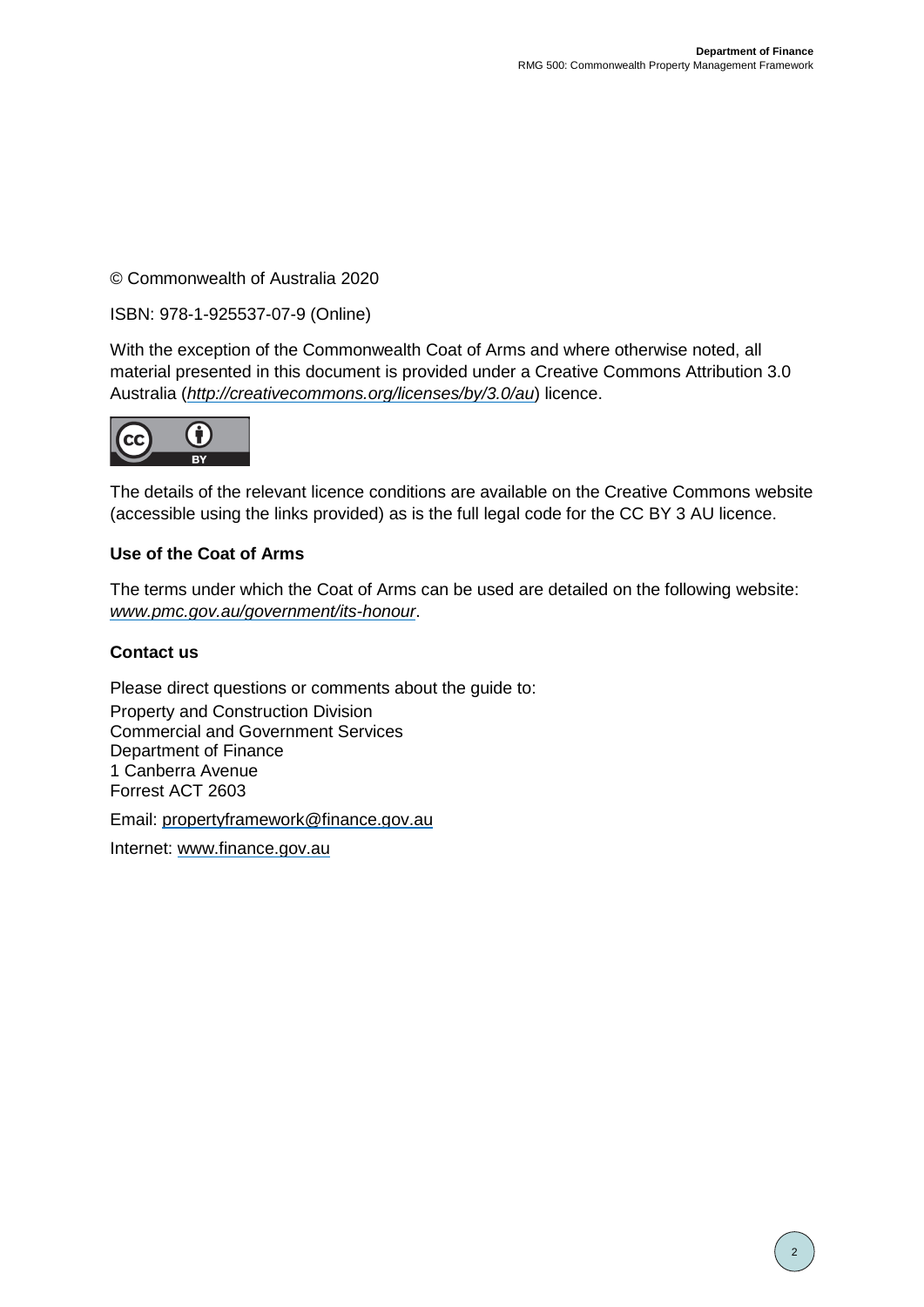© Commonwealth of Australia 2020

ISBN: 978-1-925537-07-9 (Online)

With the exception of the Commonwealth Coat of Arms and where otherwise noted, all material presented in this document is provided under a Creative Commons Attribution 3.0 Australia (*http://creativecommons.org/licenses/by/3.0/au*) licence.

The details of the relevant licence conditions are available on the Creative Commons website (accessible using the links provided) as is the full legal code for the CC BY 3 AU licence.

**Use of the Coat of Arms**

The terms under which the Coat of Arms can be used are detailed on the following website: *www.pmc.gov.au/government/its-honour*.

**Contact us**

Please direct questions or comments about the guide to:
Property and Construction Division
Commercial and Government Services
Department of Finance
1 Canberra Avenue
Forrest ACT 2603

Email: propertyframework@finance.gov.au

Internet: www.finance.gov.au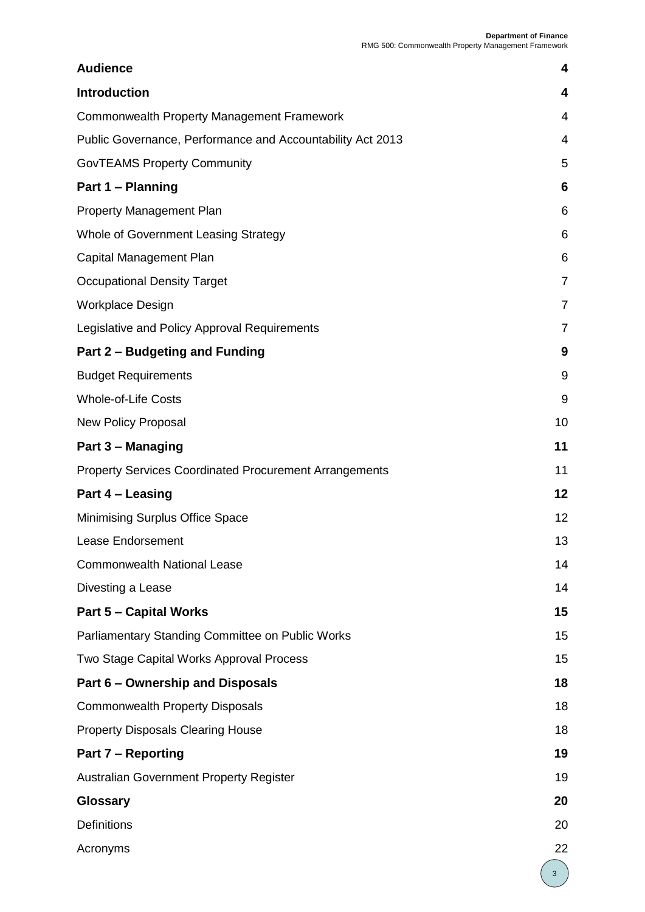| | |
|---|---|
| **Audience** | **4** |
| **Introduction** | **4** |
| Commonwealth Property Management Framework | 4 |
| Public Governance, Performance and Accountability Act 2013 | 4 |
| GovTEAMS Property Community | 5 |
| **Part 1 – Planning** | **6** |
| Property Management Plan | 6 |
| Whole of Government Leasing Strategy | 6 |
| Capital Management Plan | 6 |
| Occupational Density Target | 7 |
| Workplace Design | 7 |
| Legislative and Policy Approval Requirements | 7 |
| **Part 2 – Budgeting and Funding** | **9** |
| Budget Requirements | 9 |
| Whole-of-Life Costs | 9 |
| New Policy Proposal | 10 |
| **Part 3 – Managing** | **11** |
| Property Services Coordinated Procurement Arrangements | 11 |
| **Part 4 – Leasing** | **12** |
| Minimising Surplus Office Space | 12 |
| Lease Endorsement | 13 |
| Commonwealth National Lease | 14 |
| Divesting a Lease | 14 |
| **Part 5 – Capital Works** | **15** |
| Parliamentary Standing Committee on Public Works | 15 |
| Two Stage Capital Works Approval Process | 15 |
| **Part 6 – Ownership and Disposals** | **18** |
| Commonwealth Property Disposals | 18 |
| Property Disposals Clearing House | 18 |
| **Part 7 – Reporting** | **19** |
| Australian Government Property Register | 19 |
| **Glossary** | **20** |
| Definitions | 20 |
| Acronyms | 22 |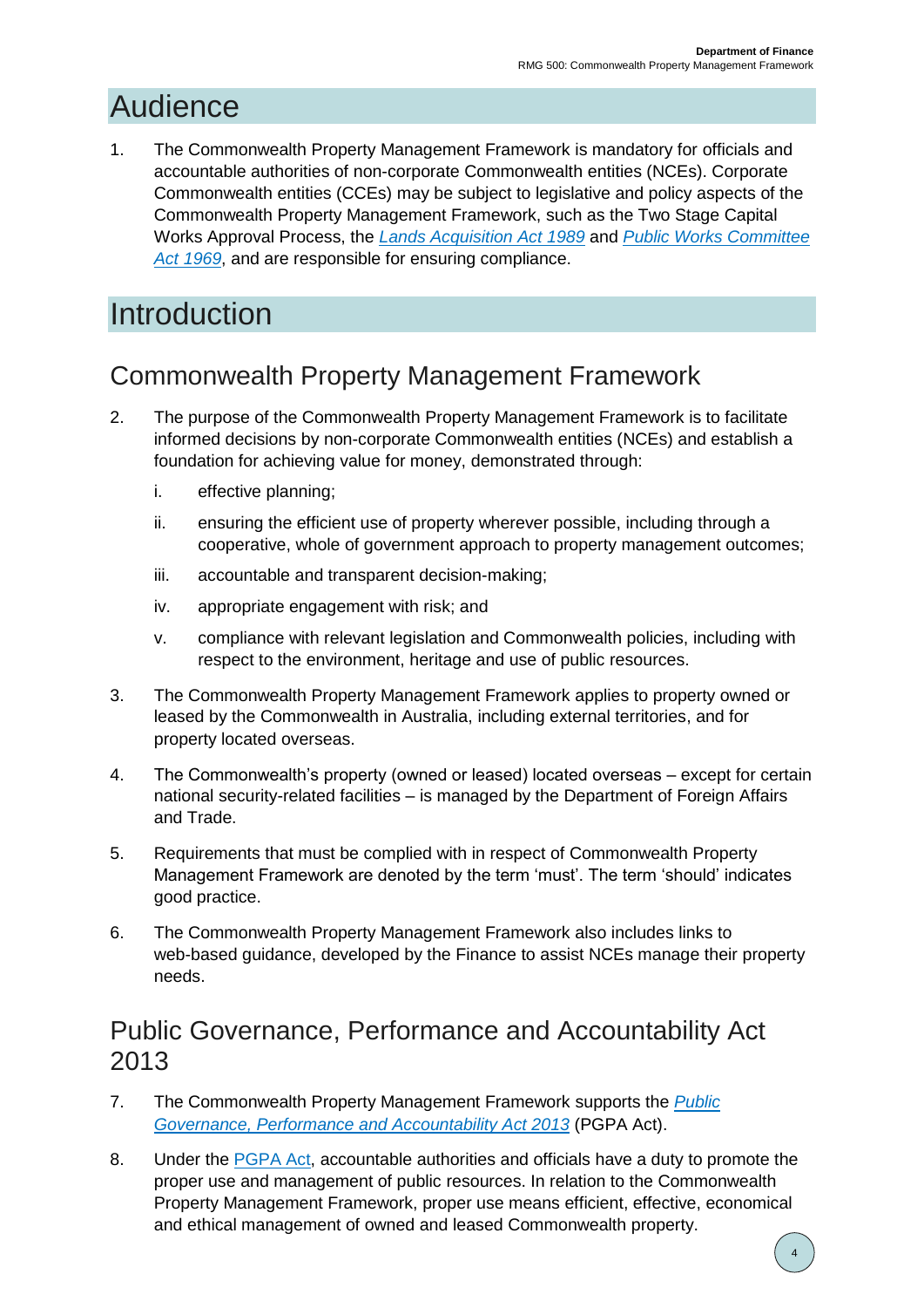# Audience

1. The Commonwealth Property Management Framework is mandatory for officials and accountable authorities of non-corporate Commonwealth entities (NCEs). Corporate Commonwealth entities (CCEs) may be subject to legislative and policy aspects of the Commonwealth Property Management Framework, such as the Two Stage Capital Works Approval Process, the *Lands Acquisition Act 1989* and *Public Works Committee Act 1969*, and are responsible for ensuring compliance.

# Introduction

## Commonwealth Property Management Framework

2. The purpose of the Commonwealth Property Management Framework is to facilitate informed decisions by non-corporate Commonwealth entities (NCEs) and establish a foundation for achieving value for money, demonstrated through:

   i. effective planning;

   ii. ensuring the efficient use of property wherever possible, including through a cooperative, whole of government approach to property management outcomes;

   iii. accountable and transparent decision-making;

   iv. appropriate engagement with risk; and

   v. compliance with relevant legislation and Commonwealth policies, including with respect to the environment, heritage and use of public resources.

3. The Commonwealth Property Management Framework applies to property owned or leased by the Commonwealth in Australia, including external territories, and for property located overseas.

4. The Commonwealth's property (owned or leased) located overseas – except for certain national security-related facilities – is managed by the Department of Foreign Affairs and Trade.

5. Requirements that must be complied with in respect of Commonwealth Property Management Framework are denoted by the term 'must'. The term 'should' indicates good practice.

6. The Commonwealth Property Management Framework also includes links to web-based guidance, developed by the Finance to assist NCEs manage their property needs.

## Public Governance, Performance and Accountability Act 2013

7. The Commonwealth Property Management Framework supports the *Public Governance, Performance and Accountability Act 2013* (PGPA Act).

8. Under the PGPA Act, accountable authorities and officials have a duty to promote the proper use and management of public resources. In relation to the Commonwealth Property Management Framework, proper use means efficient, effective, economical and ethical management of owned and leased Commonwealth property.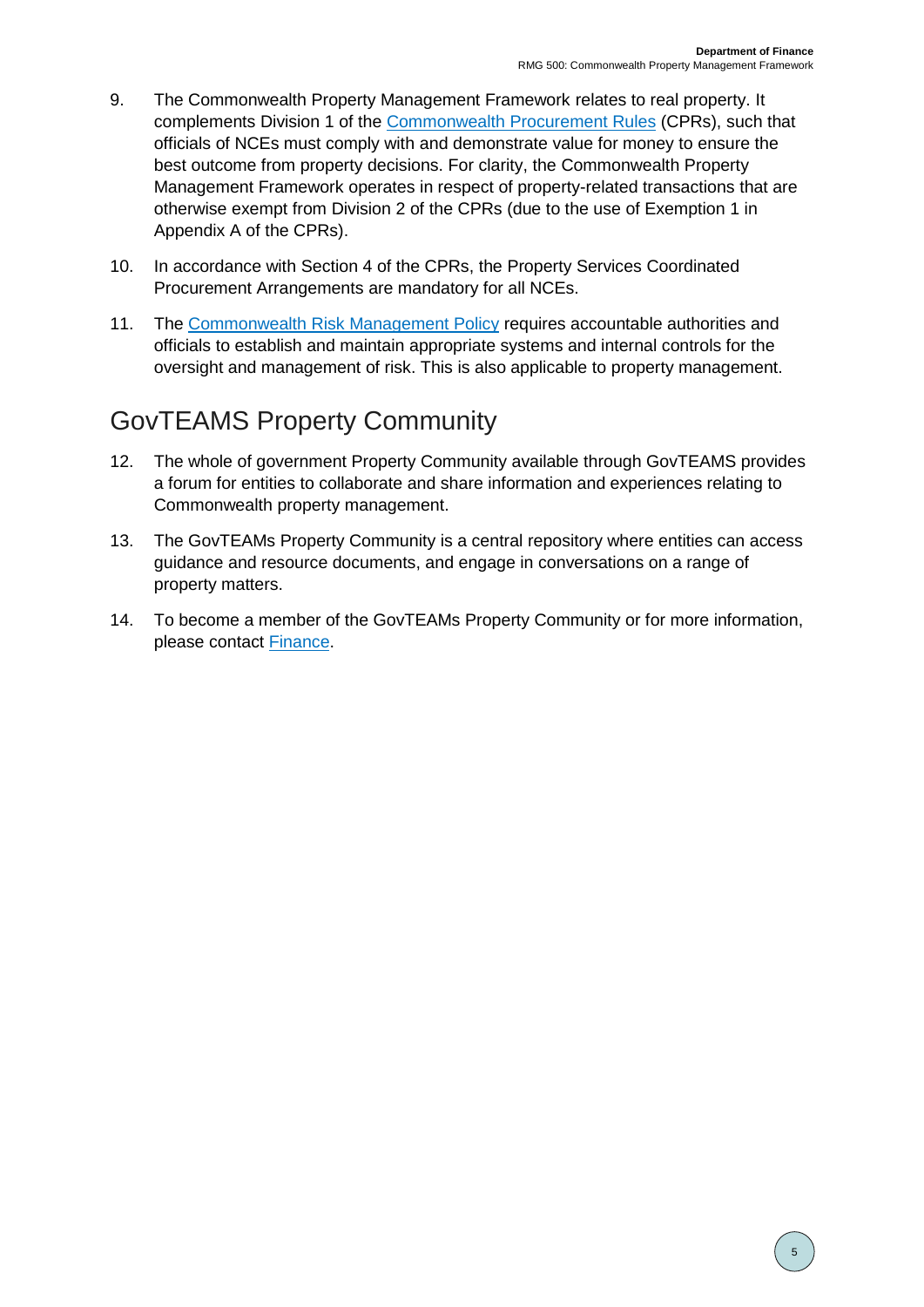9. The Commonwealth Property Management Framework relates to real property. It complements Division 1 of the Commonwealth Procurement Rules (CPRs), such that officials of NCEs must comply with and demonstrate value for money to ensure the best outcome from property decisions. For clarity, the Commonwealth Property Management Framework operates in respect of property-related transactions that are otherwise exempt from Division 2 of the CPRs (due to the use of Exemption 1 in Appendix A of the CPRs).

10. In accordance with Section 4 of the CPRs, the Property Services Coordinated Procurement Arrangements are mandatory for all NCEs.

11. The Commonwealth Risk Management Policy requires accountable authorities and officials to establish and maintain appropriate systems and internal controls for the oversight and management of risk. This is also applicable to property management.

## GovTEAMS Property Community

12. The whole of government Property Community available through GovTEAMS provides a forum for entities to collaborate and share information and experiences relating to Commonwealth property management.

13. The GovTEAMs Property Community is a central repository where entities can access guidance and resource documents, and engage in conversations on a range of property matters.

14. To become a member of the GovTEAMs Property Community or for more information, please contact Finance.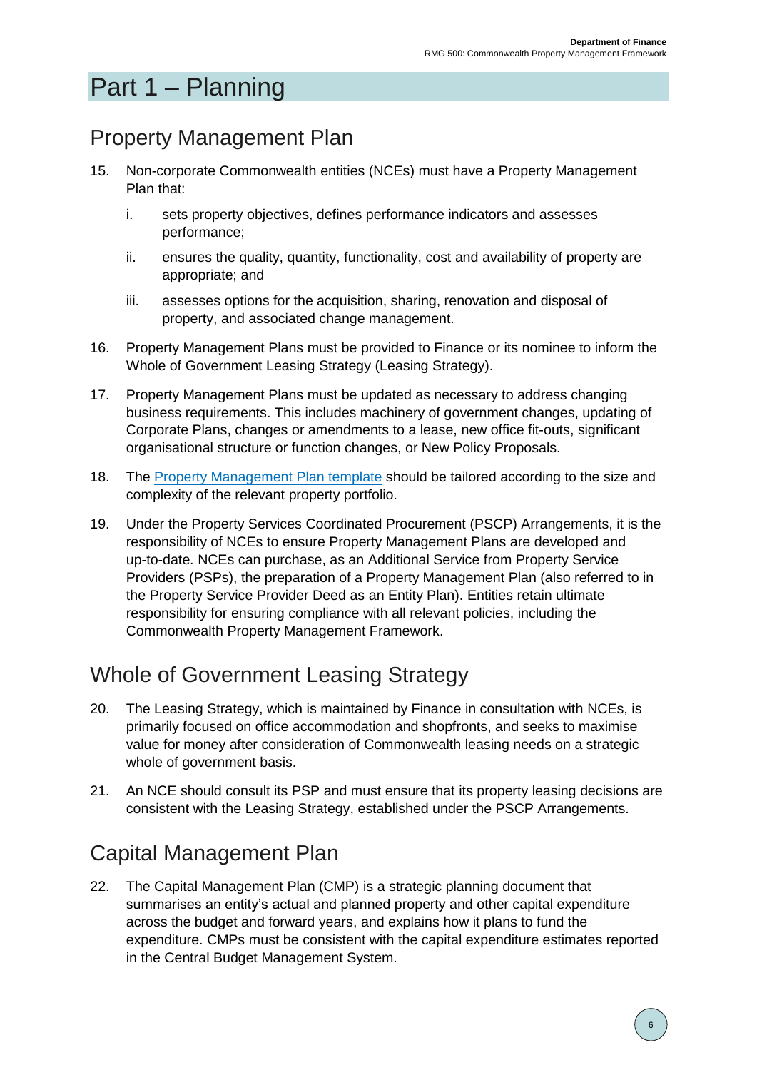# Part 1 – Planning

## Property Management Plan

15. Non-corporate Commonwealth entities (NCEs) must have a Property Management Plan that:

    i. sets property objectives, defines performance indicators and assesses performance;

    ii. ensures the quality, quantity, functionality, cost and availability of property are appropriate; and

    iii. assesses options for the acquisition, sharing, renovation and disposal of property, and associated change management.

16. Property Management Plans must be provided to Finance or its nominee to inform the Whole of Government Leasing Strategy (Leasing Strategy).

17. Property Management Plans must be updated as necessary to address changing business requirements. This includes machinery of government changes, updating of Corporate Plans, changes or amendments to a lease, new office fit-outs, significant organisational structure or function changes, or New Policy Proposals.

18. The Property Management Plan template should be tailored according to the size and complexity of the relevant property portfolio.

19. Under the Property Services Coordinated Procurement (PSCP) Arrangements, it is the responsibility of NCEs to ensure Property Management Plans are developed and up-to-date. NCEs can purchase, as an Additional Service from Property Service Providers (PSPs), the preparation of a Property Management Plan (also referred to in the Property Service Provider Deed as an Entity Plan). Entities retain ultimate responsibility for ensuring compliance with all relevant policies, including the Commonwealth Property Management Framework.

## Whole of Government Leasing Strategy

20. The Leasing Strategy, which is maintained by Finance in consultation with NCEs, is primarily focused on office accommodation and shopfronts, and seeks to maximise value for money after consideration of Commonwealth leasing needs on a strategic whole of government basis.

21. An NCE should consult its PSP and must ensure that its property leasing decisions are consistent with the Leasing Strategy, established under the PSCP Arrangements.

## Capital Management Plan

22. The Capital Management Plan (CMP) is a strategic planning document that summarises an entity's actual and planned property and other capital expenditure across the budget and forward years, and explains how it plans to fund the expenditure. CMPs must be consistent with the capital expenditure estimates reported in the Central Budget Management System.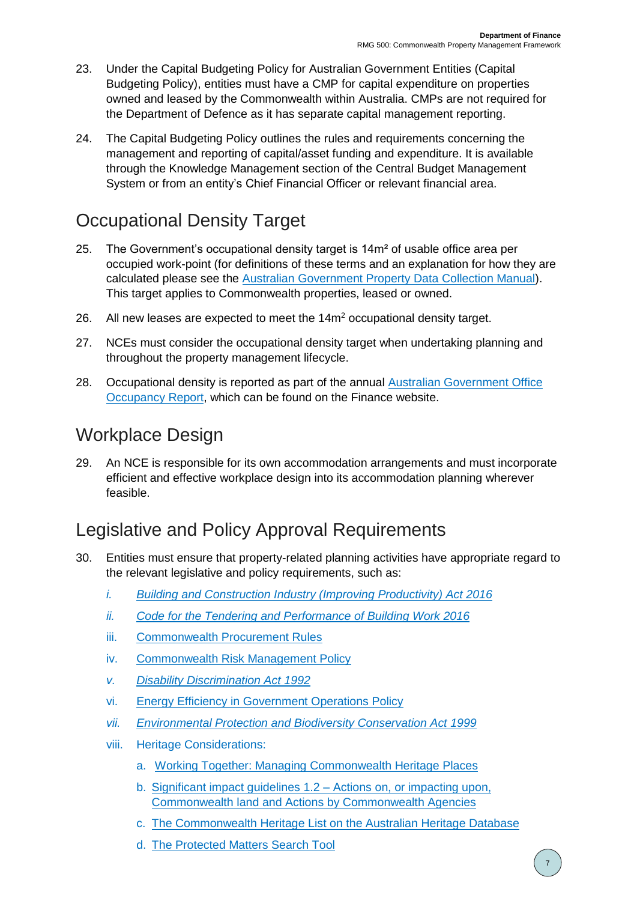23. Under the Capital Budgeting Policy for Australian Government Entities (Capital Budgeting Policy), entities must have a CMP for capital expenditure on properties owned and leased by the Commonwealth within Australia. CMPs are not required for the Department of Defence as it has separate capital management reporting.

24. The Capital Budgeting Policy outlines the rules and requirements concerning the management and reporting of capital/asset funding and expenditure. It is available through the Knowledge Management section of the Central Budget Management System or from an entity's Chief Financial Officer or relevant financial area.

## Occupational Density Target

25. The Government's occupational density target is $14m^2$ of usable office area per occupied work-point (for definitions of these terms and an explanation for how they are calculated please see the Australian Government Property Data Collection Manual). This target applies to Commonwealth properties, leased or owned.

26. All new leases are expected to meet the $14m^2$ occupational density target.

27. NCEs must consider the occupational density target when undertaking planning and throughout the property management lifecycle.

28. Occupational density is reported as part of the annual Australian Government Office Occupancy Report, which can be found on the Finance website.

## Workplace Design

29. An NCE is responsible for its own accommodation arrangements and must incorporate efficient and effective workplace design into its accommodation planning wherever feasible.

## Legislative and Policy Approval Requirements

30. Entities must ensure that property-related planning activities have appropriate regard to the relevant legislative and policy requirements, such as:

    i. *Building and Construction Industry (Improving Productivity) Act 2016*

    ii. *Code for the Tendering and Performance of Building Work 2016*

    iii. Commonwealth Procurement Rules

    iv. Commonwealth Risk Management Policy

    v. *Disability Discrimination Act 1992*

    vi. Energy Efficiency in Government Operations Policy

    vii. *Environmental Protection and Biodiversity Conservation Act 1999*

    viii. Heritage Considerations:

        a. Working Together: Managing Commonwealth Heritage Places

        b. Significant impact guidelines 1.2 – Actions on, or impacting upon, Commonwealth land and Actions by Commonwealth Agencies

        c. The Commonwealth Heritage List on the Australian Heritage Database

        d. The Protected Matters Search Tool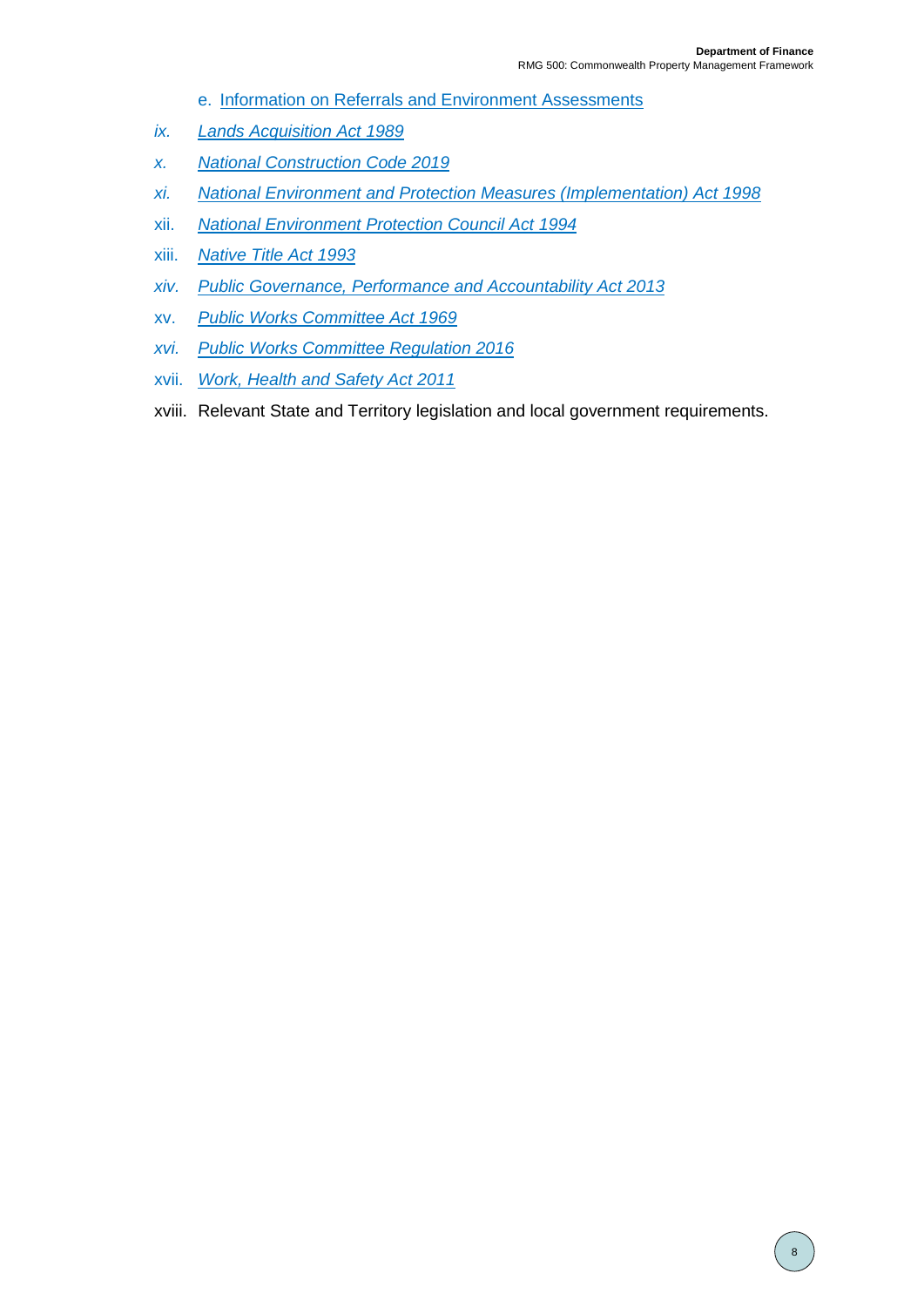e. Information on Referrals and Environment Assessments

ix. *Lands Acquisition Act 1989*

x. *National Construction Code 2019*

xi. *National Environment and Protection Measures (Implementation) Act 1998*

xii. *National Environment Protection Council Act 1994*

xiii. *Native Title Act 1993*

xiv. *Public Governance, Performance and Accountability Act 2013*

xv. *Public Works Committee Act 1969*

xvi. *Public Works Committee Regulation 2016*

xvii. *Work, Health and Safety Act 2011*

xviii. Relevant State and Territory legislation and local government requirements.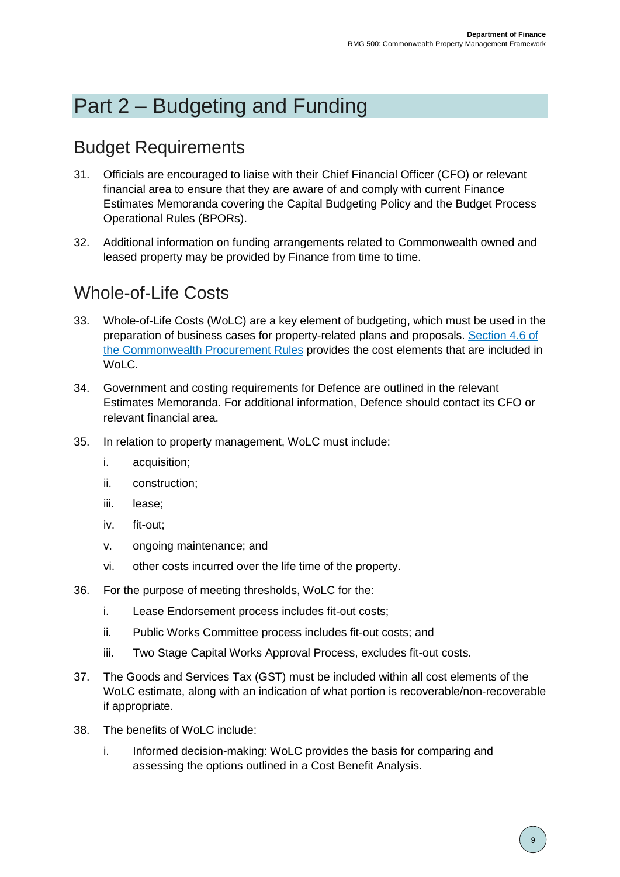# Part 2 – Budgeting and Funding

## Budget Requirements

31. Officials are encouraged to liaise with their Chief Financial Officer (CFO) or relevant financial area to ensure that they are aware of and comply with current Finance Estimates Memoranda covering the Capital Budgeting Policy and the Budget Process Operational Rules (BPORs).

32. Additional information on funding arrangements related to Commonwealth owned and leased property may be provided by Finance from time to time.

## Whole-of-Life Costs

33. Whole-of-Life Costs (WoLC) are a key element of budgeting, which must be used in the preparation of business cases for property-related plans and proposals. [Section 4.6 of the Commonwealth Procurement Rules] provides the cost elements that are included in WoLC.

34. Government and costing requirements for Defence are outlined in the relevant Estimates Memoranda. For additional information, Defence should contact its CFO or relevant financial area.

35. In relation to property management, WoLC must include:

    i. acquisition;

    ii. construction;

    iii. lease;

    iv. fit-out;

    v. ongoing maintenance; and

    vi. other costs incurred over the life time of the property.

36. For the purpose of meeting thresholds, WoLC for the:

    i. Lease Endorsement process includes fit-out costs;

    ii. Public Works Committee process includes fit-out costs; and

    iii. Two Stage Capital Works Approval Process, excludes fit-out costs.

37. The Goods and Services Tax (GST) must be included within all cost elements of the WoLC estimate, along with an indication of what portion is recoverable/non-recoverable if appropriate.

38. The benefits of WoLC include:

    i. Informed decision-making: WoLC provides the basis for comparing and assessing the options outlined in a Cost Benefit Analysis.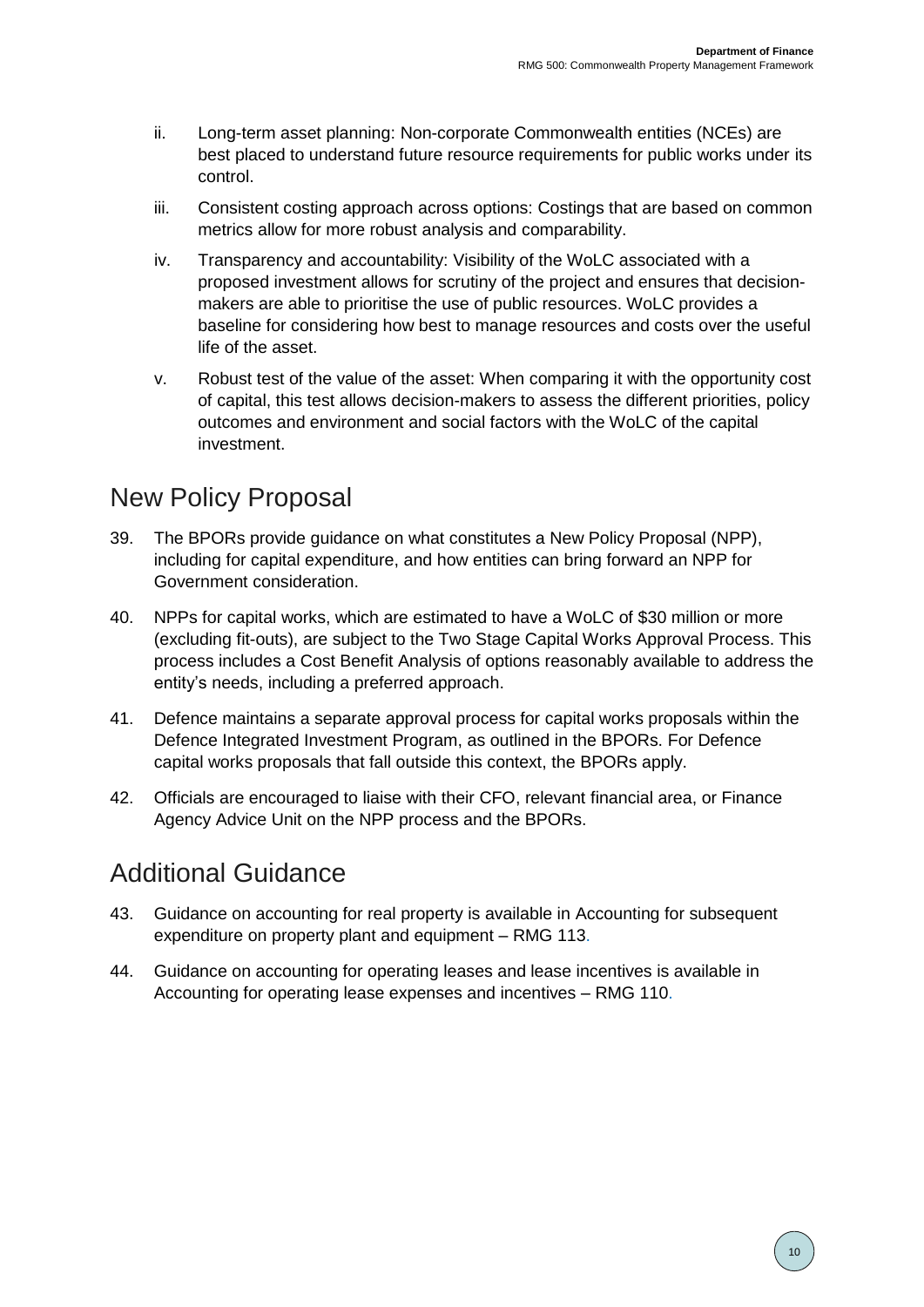ii. Long-term asset planning: Non-corporate Commonwealth entities (NCEs) are best placed to understand future resource requirements for public works under its control.

iii. Consistent costing approach across options: Costings that are based on common metrics allow for more robust analysis and comparability.

iv. Transparency and accountability: Visibility of the WoLC associated with a proposed investment allows for scrutiny of the project and ensures that decision-makers are able to prioritise the use of public resources. WoLC provides a baseline for considering how best to manage resources and costs over the useful life of the asset.

v. Robust test of the value of the asset: When comparing it with the opportunity cost of capital, this test allows decision-makers to assess the different priorities, policy outcomes and environment and social factors with the WoLC of the capital investment.

## New Policy Proposal

39. The BPORs provide guidance on what constitutes a New Policy Proposal (NPP), including for capital expenditure, and how entities can bring forward an NPP for Government consideration.

40. NPPs for capital works, which are estimated to have a WoLC of $30 million or more (excluding fit-outs), are subject to the Two Stage Capital Works Approval Process. This process includes a Cost Benefit Analysis of options reasonably available to address the entity's needs, including a preferred approach.

41. Defence maintains a separate approval process for capital works proposals within the Defence Integrated Investment Program, as outlined in the BPORs. For Defence capital works proposals that fall outside this context, the BPORs apply.

42. Officials are encouraged to liaise with their CFO, relevant financial area, or Finance Agency Advice Unit on the NPP process and the BPORs.

## Additional Guidance

43. Guidance on accounting for real property is available in Accounting for subsequent expenditure on property plant and equipment – RMG 113.

44. Guidance on accounting for operating leases and lease incentives is available in Accounting for operating lease expenses and incentives – RMG 110.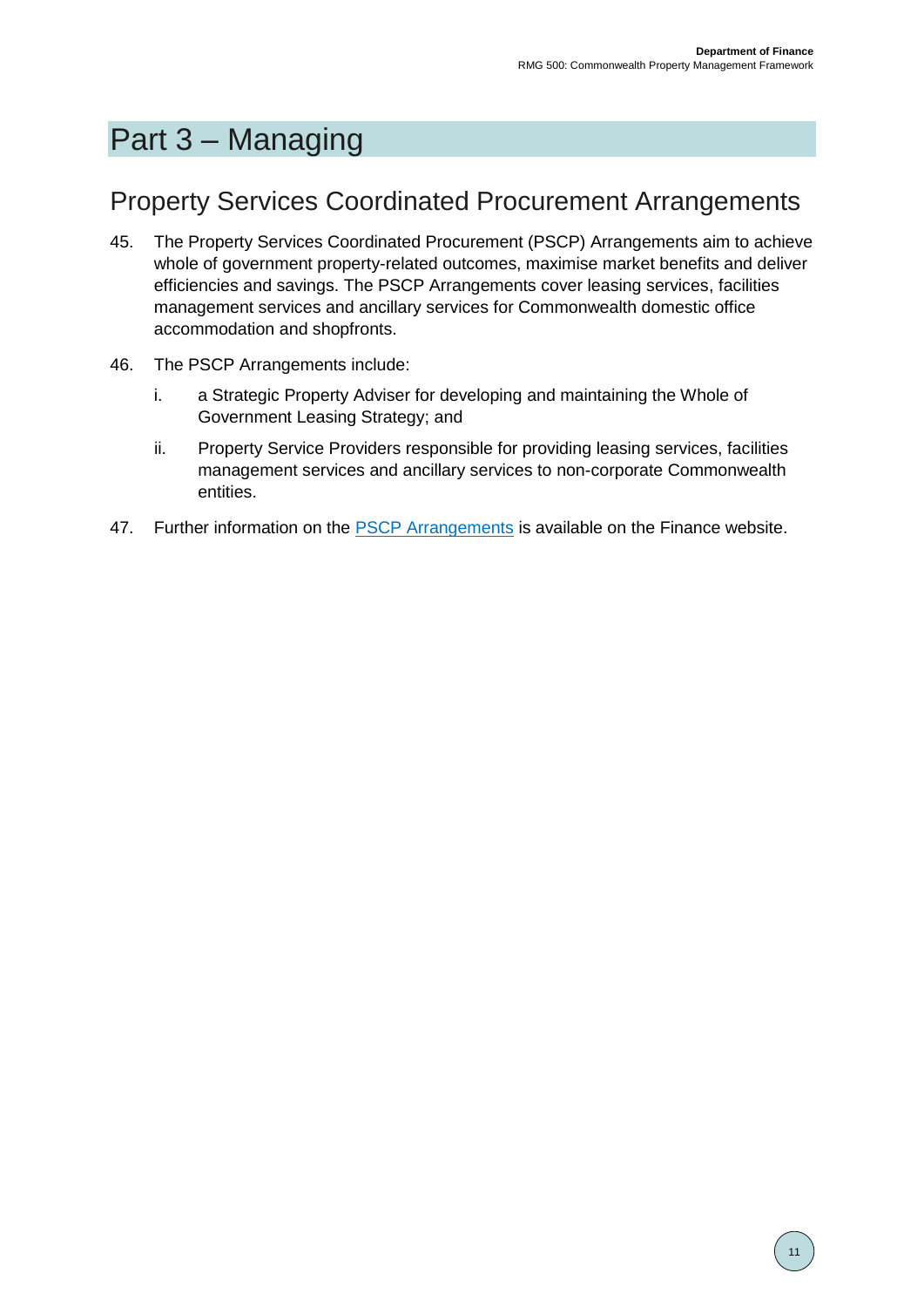# Part 3 – Managing

## Property Services Coordinated Procurement Arrangements

45. The Property Services Coordinated Procurement (PSCP) Arrangements aim to achieve whole of government property-related outcomes, maximise market benefits and deliver efficiencies and savings. The PSCP Arrangements cover leasing services, facilities management services and ancillary services for Commonwealth domestic office accommodation and shopfronts.

46. The PSCP Arrangements include:

    i. a Strategic Property Adviser for developing and maintaining the Whole of Government Leasing Strategy; and

    ii. Property Service Providers responsible for providing leasing services, facilities management services and ancillary services to non-corporate Commonwealth entities.

47. Further information on the PSCP Arrangements is available on the Finance website.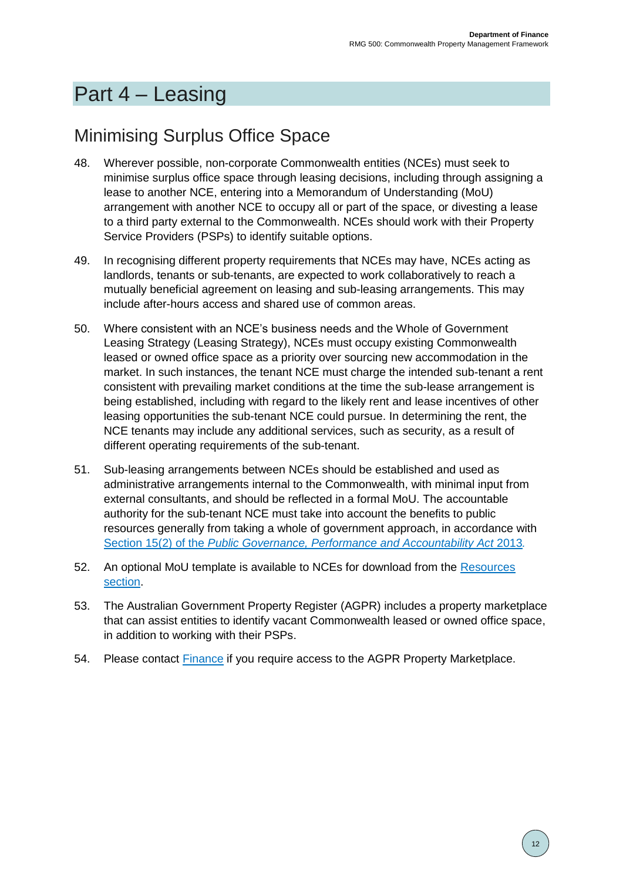# Part 4 – Leasing

## Minimising Surplus Office Space

48. Wherever possible, non-corporate Commonwealth entities (NCEs) must seek to minimise surplus office space through leasing decisions, including through assigning a lease to another NCE, entering into a Memorandum of Understanding (MoU) arrangement with another NCE to occupy all or part of the space, or divesting a lease to a third party external to the Commonwealth. NCEs should work with their Property Service Providers (PSPs) to identify suitable options.

49. In recognising different property requirements that NCEs may have, NCEs acting as landlords, tenants or sub-tenants, are expected to work collaboratively to reach a mutually beneficial agreement on leasing and sub-leasing arrangements. This may include after-hours access and shared use of common areas.

50. Where consistent with an NCE's business needs and the Whole of Government Leasing Strategy (Leasing Strategy), NCEs must occupy existing Commonwealth leased or owned office space as a priority over sourcing new accommodation in the market. In such instances, the tenant NCE must charge the intended sub-tenant a rent consistent with prevailing market conditions at the time the sub-lease arrangement is being established, including with regard to the likely rent and lease incentives of other leasing opportunities the sub-tenant NCE could pursue. In determining the rent, the NCE tenants may include any additional services, such as security, as a result of different operating requirements of the sub-tenant.

51. Sub-leasing arrangements between NCEs should be established and used as administrative arrangements internal to the Commonwealth, with minimal input from external consultants, and should be reflected in a formal MoU. The accountable authority for the sub-tenant NCE must take into account the benefits to public resources generally from taking a whole of government approach, in accordance with Section 15(2) of the *Public Governance, Performance and Accountability Act* 2013.

52. An optional MoU template is available to NCEs for download from the Resources section.

53. The Australian Government Property Register (AGPR) includes a property marketplace that can assist entities to identify vacant Commonwealth leased or owned office space, in addition to working with their PSPs.

54. Please contact Finance if you require access to the AGPR Property Marketplace.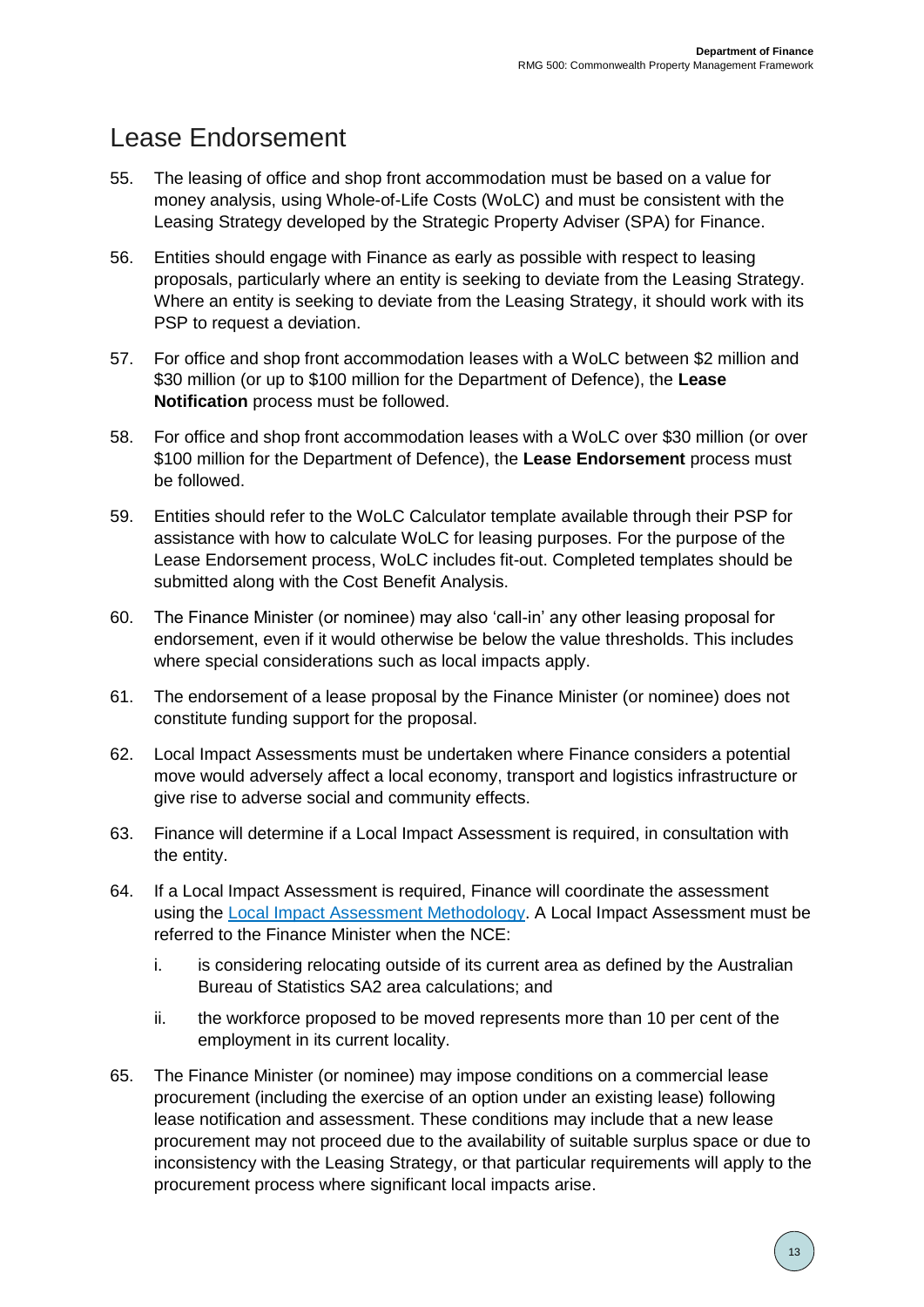# Lease Endorsement

55. The leasing of office and shop front accommodation must be based on a value for money analysis, using Whole-of-Life Costs (WoLC) and must be consistent with the Leasing Strategy developed by the Strategic Property Adviser (SPA) for Finance.

56. Entities should engage with Finance as early as possible with respect to leasing proposals, particularly where an entity is seeking to deviate from the Leasing Strategy. Where an entity is seeking to deviate from the Leasing Strategy, it should work with its PSP to request a deviation.

57. For office and shop front accommodation leases with a WoLC between $2 million and $30 million (or up to $100 million for the Department of Defence), the **Lease Notification** process must be followed.

58. For office and shop front accommodation leases with a WoLC over $30 million (or over $100 million for the Department of Defence), the **Lease Endorsement** process must be followed.

59. Entities should refer to the WoLC Calculator template available through their PSP for assistance with how to calculate WoLC for leasing purposes. For the purpose of the Lease Endorsement process, WoLC includes fit-out. Completed templates should be submitted along with the Cost Benefit Analysis.

60. The Finance Minister (or nominee) may also 'call-in' any other leasing proposal for endorsement, even if it would otherwise be below the value thresholds. This includes where special considerations such as local impacts apply.

61. The endorsement of a lease proposal by the Finance Minister (or nominee) does not constitute funding support for the proposal.

62. Local Impact Assessments must be undertaken where Finance considers a potential move would adversely affect a local economy, transport and logistics infrastructure or give rise to adverse social and community effects.

63. Finance will determine if a Local Impact Assessment is required, in consultation with the entity.

64. If a Local Impact Assessment is required, Finance will coordinate the assessment using the [Local Impact Assessment Methodology](). A Local Impact Assessment must be referred to the Finance Minister when the NCE:

    i. is considering relocating outside of its current area as defined by the Australian Bureau of Statistics SA2 area calculations; and

    ii. the workforce proposed to be moved represents more than 10 per cent of the employment in its current locality.

65. The Finance Minister (or nominee) may impose conditions on a commercial lease procurement (including the exercise of an option under an existing lease) following lease notification and assessment. These conditions may include that a new lease procurement may not proceed due to the availability of suitable surplus space or due to inconsistency with the Leasing Strategy, or that particular requirements will apply to the procurement process where significant local impacts arise.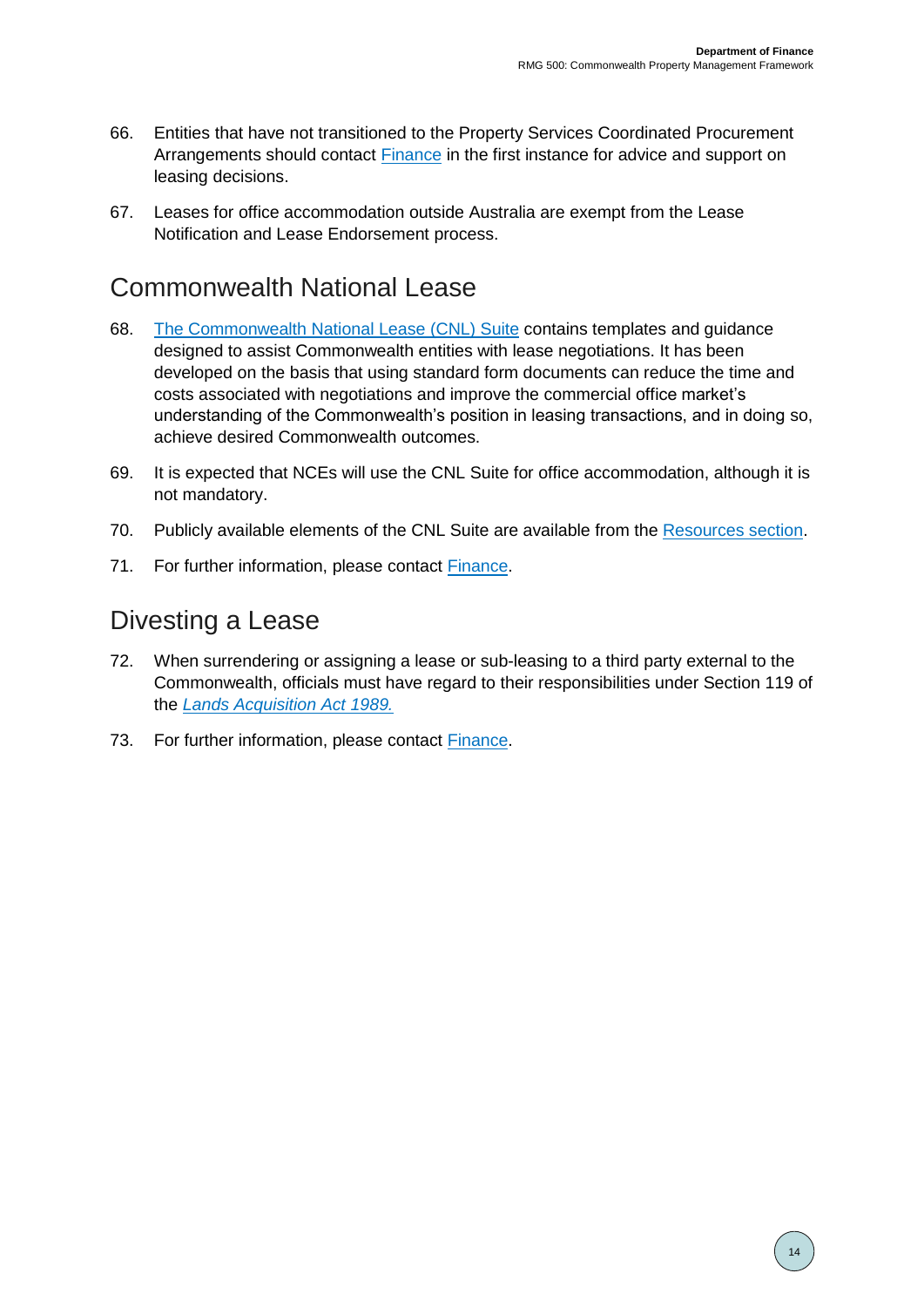66. Entities that have not transitioned to the Property Services Coordinated Procurement Arrangements should contact Finance in the first instance for advice and support on leasing decisions.

67. Leases for office accommodation outside Australia are exempt from the Lease Notification and Lease Endorsement process.

## Commonwealth National Lease

68. The Commonwealth National Lease (CNL) Suite contains templates and guidance designed to assist Commonwealth entities with lease negotiations. It has been developed on the basis that using standard form documents can reduce the time and costs associated with negotiations and improve the commercial office market's understanding of the Commonwealth's position in leasing transactions, and in doing so, achieve desired Commonwealth outcomes.

69. It is expected that NCEs will use the CNL Suite for office accommodation, although it is not mandatory.

70. Publicly available elements of the CNL Suite are available from the Resources section.

71. For further information, please contact Finance.

## Divesting a Lease

72. When surrendering or assigning a lease or sub-leasing to a third party external to the Commonwealth, officials must have regard to their responsibilities under Section 119 of the *Lands Acquisition Act 1989.*

73. For further information, please contact Finance.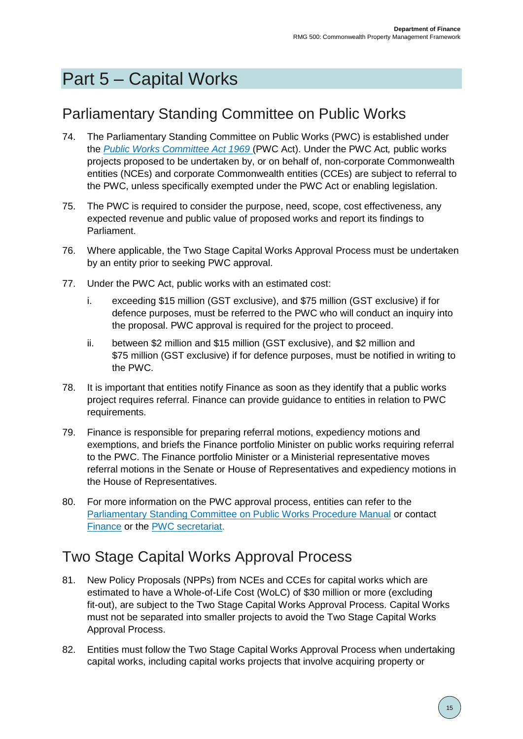# Part 5 – Capital Works

## Parliamentary Standing Committee on Public Works

74. The Parliamentary Standing Committee on Public Works (PWC) is established under the *Public Works Committee Act 1969* (PWC Act). Under the PWC Act, public works projects proposed to be undertaken by, or on behalf of, non-corporate Commonwealth entities (NCEs) and corporate Commonwealth entities (CCEs) are subject to referral to the PWC, unless specifically exempted under the PWC Act or enabling legislation.

75. The PWC is required to consider the purpose, need, scope, cost effectiveness, any expected revenue and public value of proposed works and report its findings to Parliament.

76. Where applicable, the Two Stage Capital Works Approval Process must be undertaken by an entity prior to seeking PWC approval.

77. Under the PWC Act, public works with an estimated cost:

    i. exceeding $15 million (GST exclusive), and $75 million (GST exclusive) if for defence purposes, must be referred to the PWC who will conduct an inquiry into the proposal. PWC approval is required for the project to proceed.

    ii. between $2 million and $15 million (GST exclusive), and $2 million and $75 million (GST exclusive) if for defence purposes, must be notified in writing to the PWC.

78. It is important that entities notify Finance as soon as they identify that a public works project requires referral. Finance can provide guidance to entities in relation to PWC requirements.

79. Finance is responsible for preparing referral motions, expediency motions and exemptions, and briefs the Finance portfolio Minister on public works requiring referral to the PWC. The Finance portfolio Minister or a Ministerial representative moves referral motions in the Senate or House of Representatives and expediency motions in the House of Representatives.

80. For more information on the PWC approval process, entities can refer to the Parliamentary Standing Committee on Public Works Procedure Manual or contact Finance or the PWC secretariat.

## Two Stage Capital Works Approval Process

81. New Policy Proposals (NPPs) from NCEs and CCEs for capital works which are estimated to have a Whole-of-Life Cost (WoLC) of $30 million or more (excluding fit-out), are subject to the Two Stage Capital Works Approval Process. Capital Works must not be separated into smaller projects to avoid the Two Stage Capital Works Approval Process.

82. Entities must follow the Two Stage Capital Works Approval Process when undertaking capital works, including capital works projects that involve acquiring property or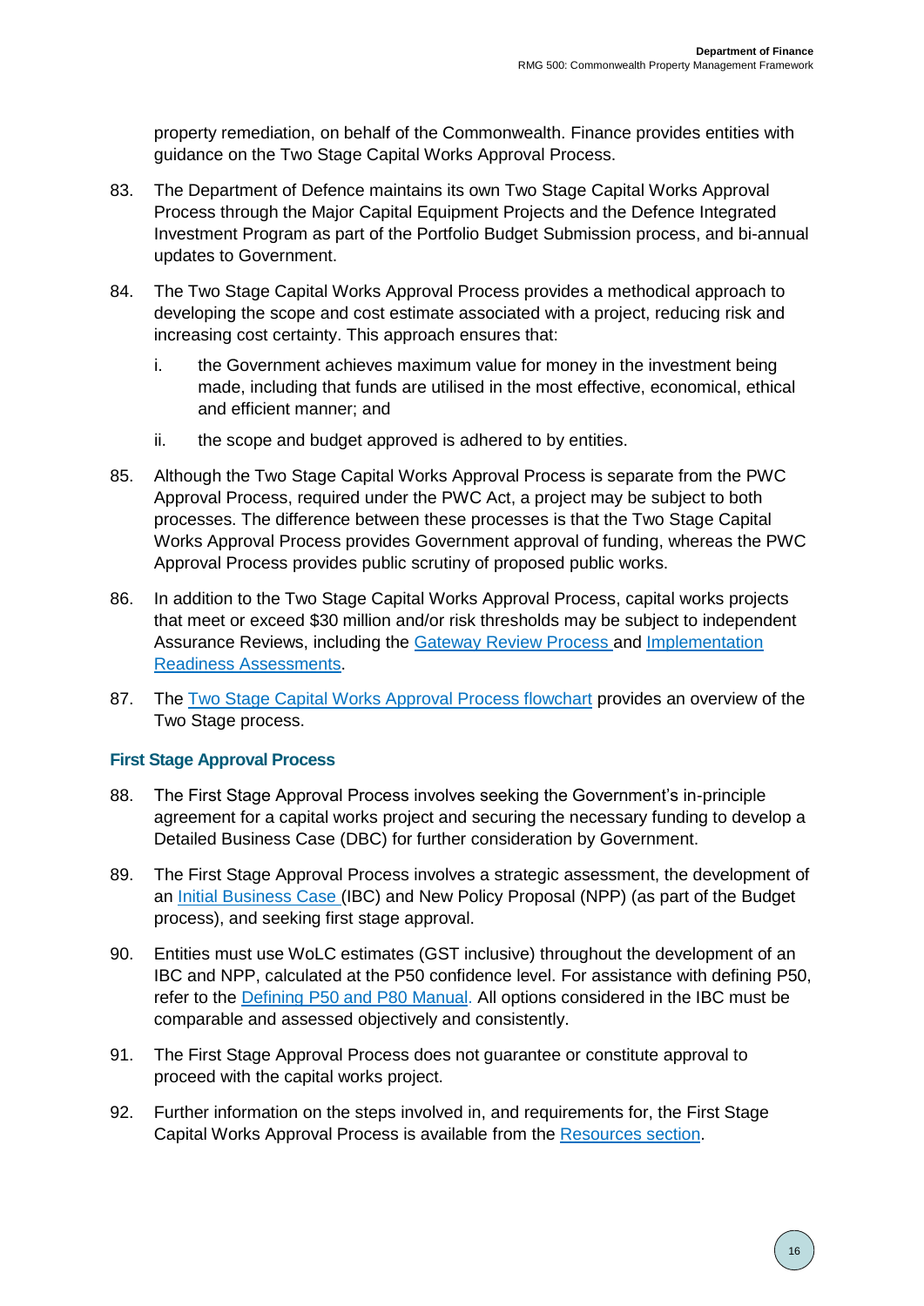property remediation, on behalf of the Commonwealth. Finance provides entities with guidance on the Two Stage Capital Works Approval Process.

83. The Department of Defence maintains its own Two Stage Capital Works Approval Process through the Major Capital Equipment Projects and the Defence Integrated Investment Program as part of the Portfolio Budget Submission process, and bi-annual updates to Government.

84. The Two Stage Capital Works Approval Process provides a methodical approach to developing the scope and cost estimate associated with a project, reducing risk and increasing cost certainty. This approach ensures that:

    i. the Government achieves maximum value for money in the investment being made, including that funds are utilised in the most effective, economical, ethical and efficient manner; and

    ii. the scope and budget approved is adhered to by entities.

85. Although the Two Stage Capital Works Approval Process is separate from the PWC Approval Process, required under the PWC Act, a project may be subject to both processes. The difference between these processes is that the Two Stage Capital Works Approval Process provides Government approval of funding, whereas the PWC Approval Process provides public scrutiny of proposed public works.

86. In addition to the Two Stage Capital Works Approval Process, capital works projects that meet or exceed $30 million and/or risk thresholds may be subject to independent Assurance Reviews, including the Gateway Review Process and Implementation Readiness Assessments.

87. The Two Stage Capital Works Approval Process flowchart provides an overview of the Two Stage process.

### First Stage Approval Process

88. The First Stage Approval Process involves seeking the Government's in-principle agreement for a capital works project and securing the necessary funding to develop a Detailed Business Case (DBC) for further consideration by Government.

89. The First Stage Approval Process involves a strategic assessment, the development of an Initial Business Case (IBC) and New Policy Proposal (NPP) (as part of the Budget process), and seeking first stage approval.

90. Entities must use WoLC estimates (GST inclusive) throughout the development of an IBC and NPP, calculated at the P50 confidence level. For assistance with defining P50, refer to the Defining P50 and P80 Manual. All options considered in the IBC must be comparable and assessed objectively and consistently.

91. The First Stage Approval Process does not guarantee or constitute approval to proceed with the capital works project.

92. Further information on the steps involved in, and requirements for, the First Stage Capital Works Approval Process is available from the Resources section.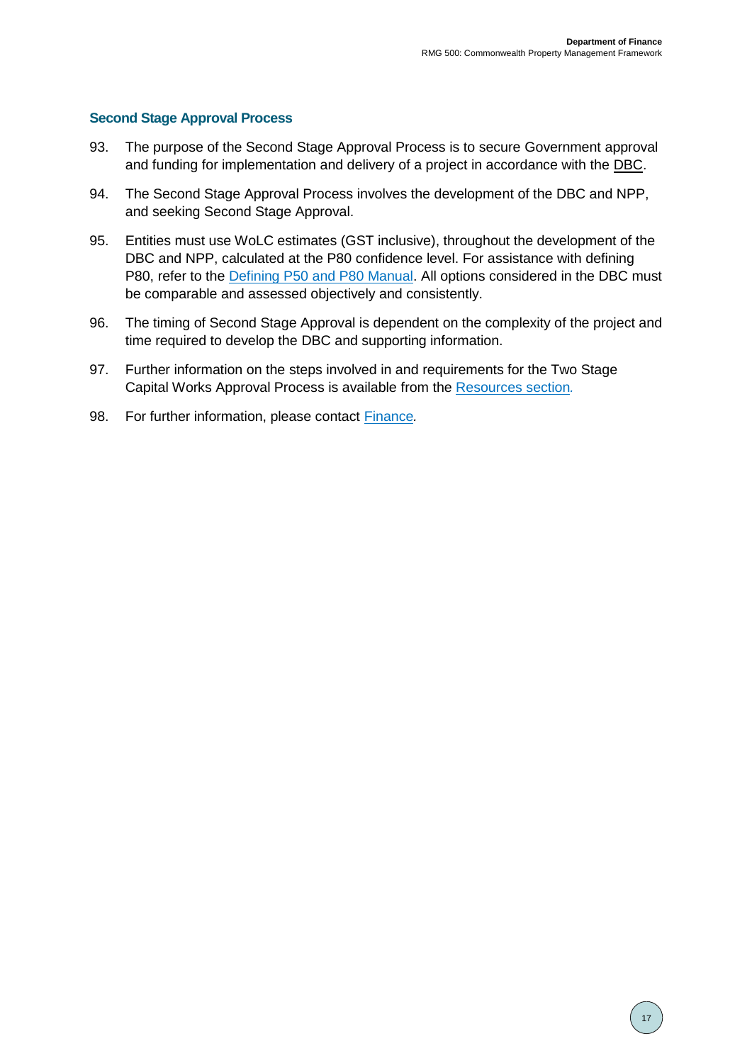### Second Stage Approval Process

93. The purpose of the Second Stage Approval Process is to secure Government approval and funding for implementation and delivery of a project in accordance with the DBC.

94. The Second Stage Approval Process involves the development of the DBC and NPP, and seeking Second Stage Approval.

95. Entities must use WoLC estimates (GST inclusive), throughout the development of the DBC and NPP, calculated at the P80 confidence level. For assistance with defining P80, refer to the Defining P50 and P80 Manual. All options considered in the DBC must be comparable and assessed objectively and consistently.

96. The timing of Second Stage Approval is dependent on the complexity of the project and time required to develop the DBC and supporting information.

97. Further information on the steps involved in and requirements for the Two Stage Capital Works Approval Process is available from the Resources section.

98. For further information, please contact Finance.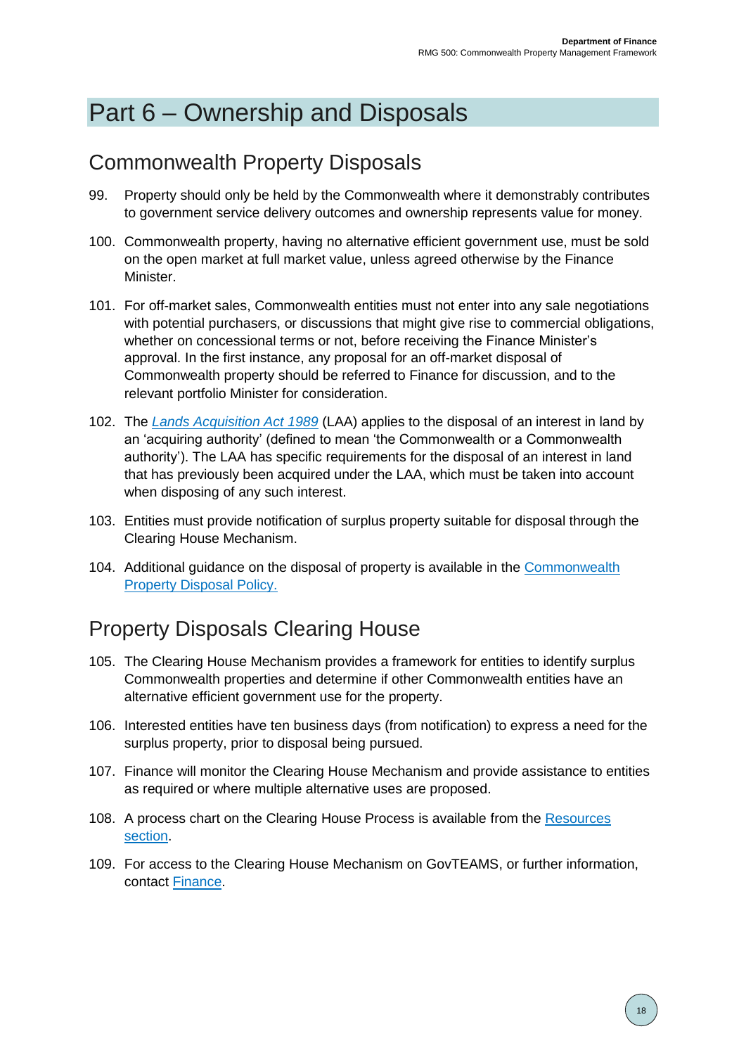# Part 6 – Ownership and Disposals

## Commonwealth Property Disposals

99. Property should only be held by the Commonwealth where it demonstrably contributes to government service delivery outcomes and ownership represents value for money.

100. Commonwealth property, having no alternative efficient government use, must be sold on the open market at full market value, unless agreed otherwise by the Finance Minister.

101. For off-market sales, Commonwealth entities must not enter into any sale negotiations with potential purchasers, or discussions that might give rise to commercial obligations, whether on concessional terms or not, before receiving the Finance Minister's approval. In the first instance, any proposal for an off-market disposal of Commonwealth property should be referred to Finance for discussion, and to the relevant portfolio Minister for consideration.

102. The *Lands Acquisition Act 1989* (LAA) applies to the disposal of an interest in land by an 'acquiring authority' (defined to mean 'the Commonwealth or a Commonwealth authority'). The LAA has specific requirements for the disposal of an interest in land that has previously been acquired under the LAA, which must be taken into account when disposing of any such interest.

103. Entities must provide notification of surplus property suitable for disposal through the Clearing House Mechanism.

104. Additional guidance on the disposal of property is available in the Commonwealth Property Disposal Policy.

## Property Disposals Clearing House

105. The Clearing House Mechanism provides a framework for entities to identify surplus Commonwealth properties and determine if other Commonwealth entities have an alternative efficient government use for the property.

106. Interested entities have ten business days (from notification) to express a need for the surplus property, prior to disposal being pursued.

107. Finance will monitor the Clearing House Mechanism and provide assistance to entities as required or where multiple alternative uses are proposed.

108. A process chart on the Clearing House Process is available from the Resources section.

109. For access to the Clearing House Mechanism on GovTEAMS, or further information, contact Finance.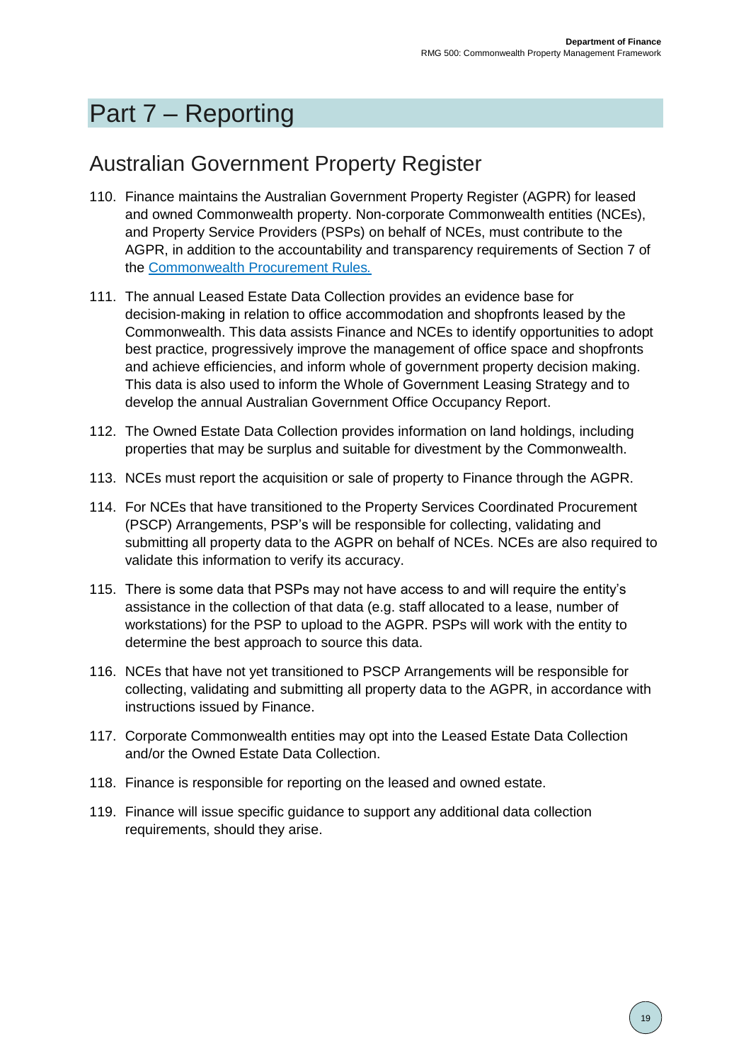# Part 7 – Reporting

## Australian Government Property Register

110. Finance maintains the Australian Government Property Register (AGPR) for leased and owned Commonwealth property. Non-corporate Commonwealth entities (NCEs), and Property Service Providers (PSPs) on behalf of NCEs, must contribute to the AGPR, in addition to the accountability and transparency requirements of Section 7 of the [Commonwealth Procurement Rules.](Commonwealth Procurement Rules)

111. The annual Leased Estate Data Collection provides an evidence base for decision-making in relation to office accommodation and shopfronts leased by the Commonwealth. This data assists Finance and NCEs to identify opportunities to adopt best practice, progressively improve the management of office space and shopfronts and achieve efficiencies, and inform whole of government property decision making. This data is also used to inform the Whole of Government Leasing Strategy and to develop the annual Australian Government Office Occupancy Report.

112. The Owned Estate Data Collection provides information on land holdings, including properties that may be surplus and suitable for divestment by the Commonwealth.

113. NCEs must report the acquisition or sale of property to Finance through the AGPR.

114. For NCEs that have transitioned to the Property Services Coordinated Procurement (PSCP) Arrangements, PSP's will be responsible for collecting, validating and submitting all property data to the AGPR on behalf of NCEs. NCEs are also required to validate this information to verify its accuracy.

115. There is some data that PSPs may not have access to and will require the entity's assistance in the collection of that data (e.g. staff allocated to a lease, number of workstations) for the PSP to upload to the AGPR. PSPs will work with the entity to determine the best approach to source this data.

116. NCEs that have not yet transitioned to PSCP Arrangements will be responsible for collecting, validating and submitting all property data to the AGPR, in accordance with instructions issued by Finance.

117. Corporate Commonwealth entities may opt into the Leased Estate Data Collection and/or the Owned Estate Data Collection.

118. Finance is responsible for reporting on the leased and owned estate.

119. Finance will issue specific guidance to support any additional data collection requirements, should they arise.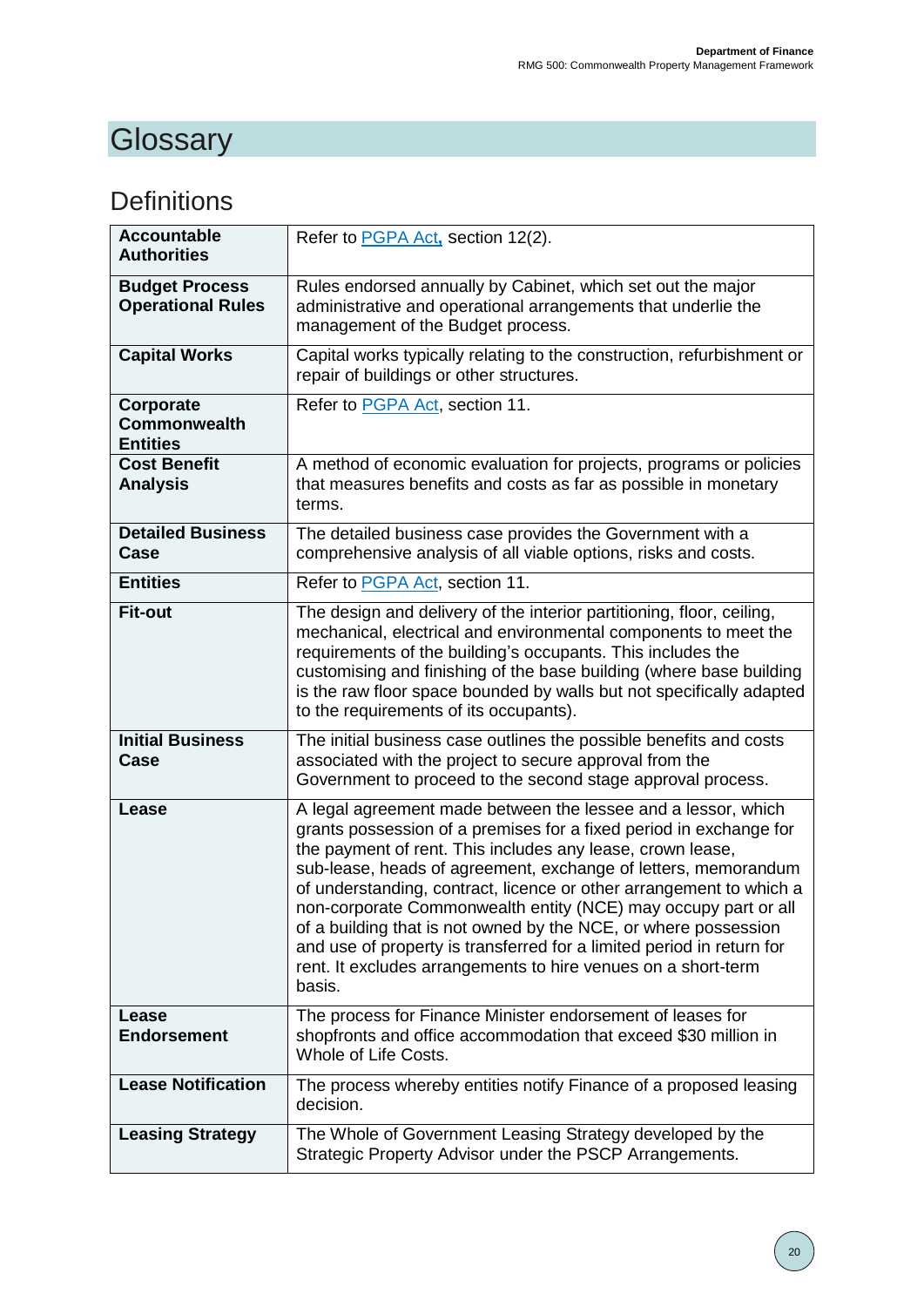# Glossary

## Definitions

| | |
|---|---|
| **Accountable Authorities** | Refer to PGPA Act, section 12(2). |
| **Budget Process Operational Rules** | Rules endorsed annually by Cabinet, which set out the major administrative and operational arrangements that underlie the management of the Budget process. |
| **Capital Works** | Capital works typically relating to the construction, refurbishment or repair of buildings or other structures. |
| **Corporate Commonwealth Entities** | Refer to PGPA Act, section 11. |
| **Cost Benefit Analysis** | A method of economic evaluation for projects, programs or policies that measures benefits and costs as far as possible in monetary terms. |
| **Detailed Business Case** | The detailed business case provides the Government with a comprehensive analysis of all viable options, risks and costs. |
| **Entities** | Refer to PGPA Act, section 11. |
| **Fit-out** | The design and delivery of the interior partitioning, floor, ceiling, mechanical, electrical and environmental components to meet the requirements of the building's occupants. This includes the customising and finishing of the base building (where base building is the raw floor space bounded by walls but not specifically adapted to the requirements of its occupants). |
| **Initial Business Case** | The initial business case outlines the possible benefits and costs associated with the project to secure approval from the Government to proceed to the second stage approval process. |
| **Lease** | A legal agreement made between the lessee and a lessor, which grants possession of a premises for a fixed period in exchange for the payment of rent. This includes any lease, crown lease, sub-lease, heads of agreement, exchange of letters, memorandum of understanding, contract, licence or other arrangement to which a non-corporate Commonwealth entity (NCE) may occupy part or all of a building that is not owned by the NCE, or where possession and use of property is transferred for a limited period in return for rent. It excludes arrangements to hire venues on a short-term basis. |
| **Lease Endorsement** | The process for Finance Minister endorsement of leases for shopfronts and office accommodation that exceed $30 million in Whole of Life Costs. |
| **Lease Notification** | The process whereby entities notify Finance of a proposed leasing decision. |
| **Leasing Strategy** | The Whole of Government Leasing Strategy developed by the Strategic Property Advisor under the PSCP Arrangements. |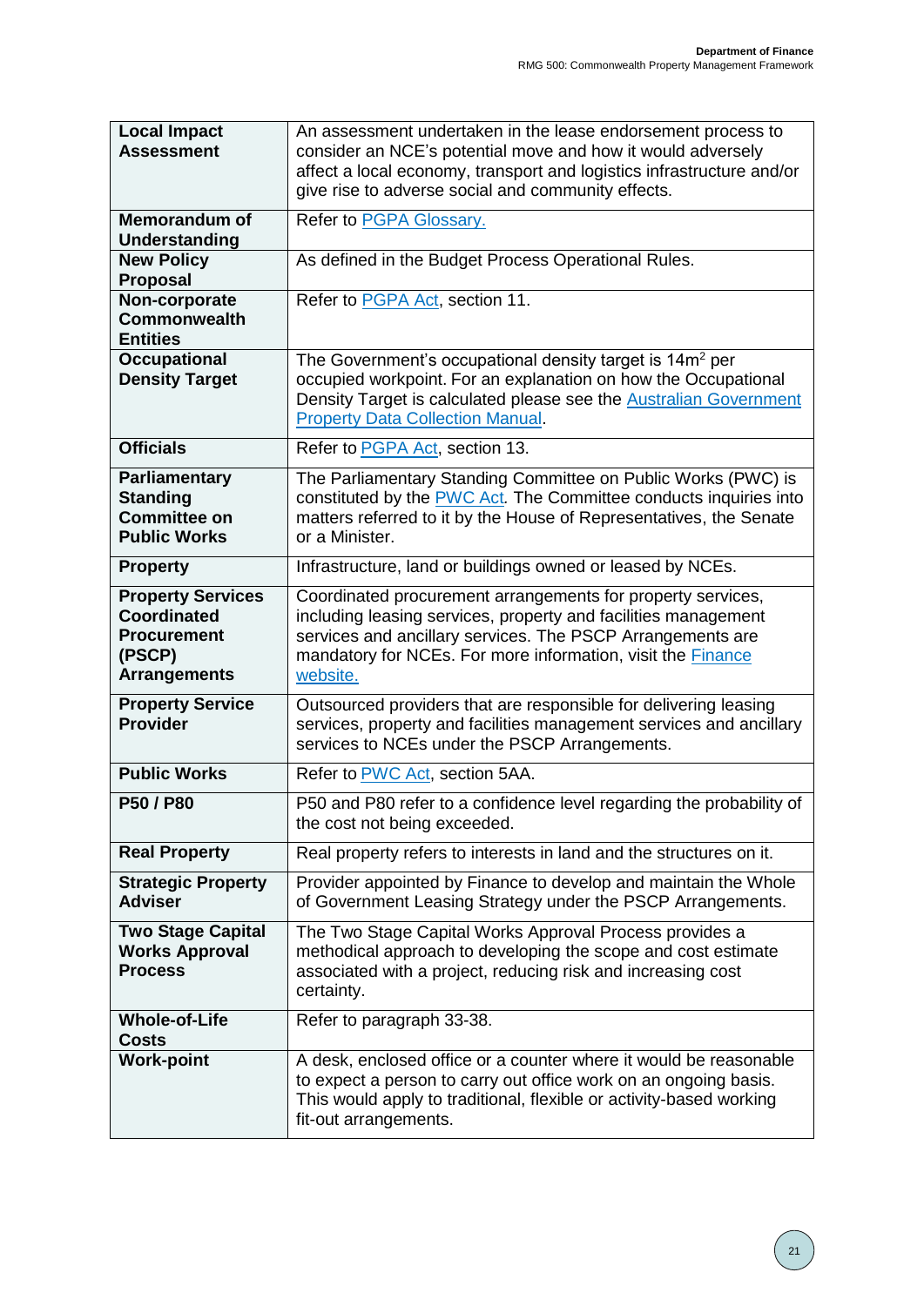| | |
|---|---|
| **Local Impact Assessment** | An assessment undertaken in the lease endorsement process to consider an NCE's potential move and how it would adversely affect a local economy, transport and logistics infrastructure and/or give rise to adverse social and community effects. |
| **Memorandum of Understanding** | Refer to PGPA Glossary. |
| **New Policy Proposal** | As defined in the Budget Process Operational Rules. |
| **Non-corporate Commonwealth Entities** | Refer to PGPA Act, section 11. |
| **Occupational Density Target** | The Government's occupational density target is 14m$^2$ per occupied workpoint. For an explanation on how the Occupational Density Target is calculated please see the Australian Government Property Data Collection Manual. |
| **Officials** | Refer to PGPA Act, section 13. |
| **Parliamentary Standing Committee on Public Works** | The Parliamentary Standing Committee on Public Works (PWC) is constituted by the PWC Act. The Committee conducts inquiries into matters referred to it by the House of Representatives, the Senate or a Minister. |
| **Property** | Infrastructure, land or buildings owned or leased by NCEs. |
| **Property Services Coordinated Procurement (PSCP) Arrangements** | Coordinated procurement arrangements for property services, including leasing services, property and facilities management services and ancillary services. The PSCP Arrangements are mandatory for NCEs. For more information, visit the Finance website. |
| **Property Service Provider** | Outsourced providers that are responsible for delivering leasing services, property and facilities management services and ancillary services to NCEs under the PSCP Arrangements. |
| **Public Works** | Refer to PWC Act, section 5AA. |
| **P50 / P80** | P50 and P80 refer to a confidence level regarding the probability of the cost not being exceeded. |
| **Real Property** | Real property refers to interests in land and the structures on it. |
| **Strategic Property Adviser** | Provider appointed by Finance to develop and maintain the Whole of Government Leasing Strategy under the PSCP Arrangements. |
| **Two Stage Capital Works Approval Process** | The Two Stage Capital Works Approval Process provides a methodical approach to developing the scope and cost estimate associated with a project, reducing risk and increasing cost certainty. |
| **Whole-of-Life Costs** | Refer to paragraph 33-38. |
| **Work-point** | A desk, enclosed office or a counter where it would be reasonable to expect a person to carry out office work on an ongoing basis. This would apply to traditional, flexible or activity-based working fit-out arrangements. |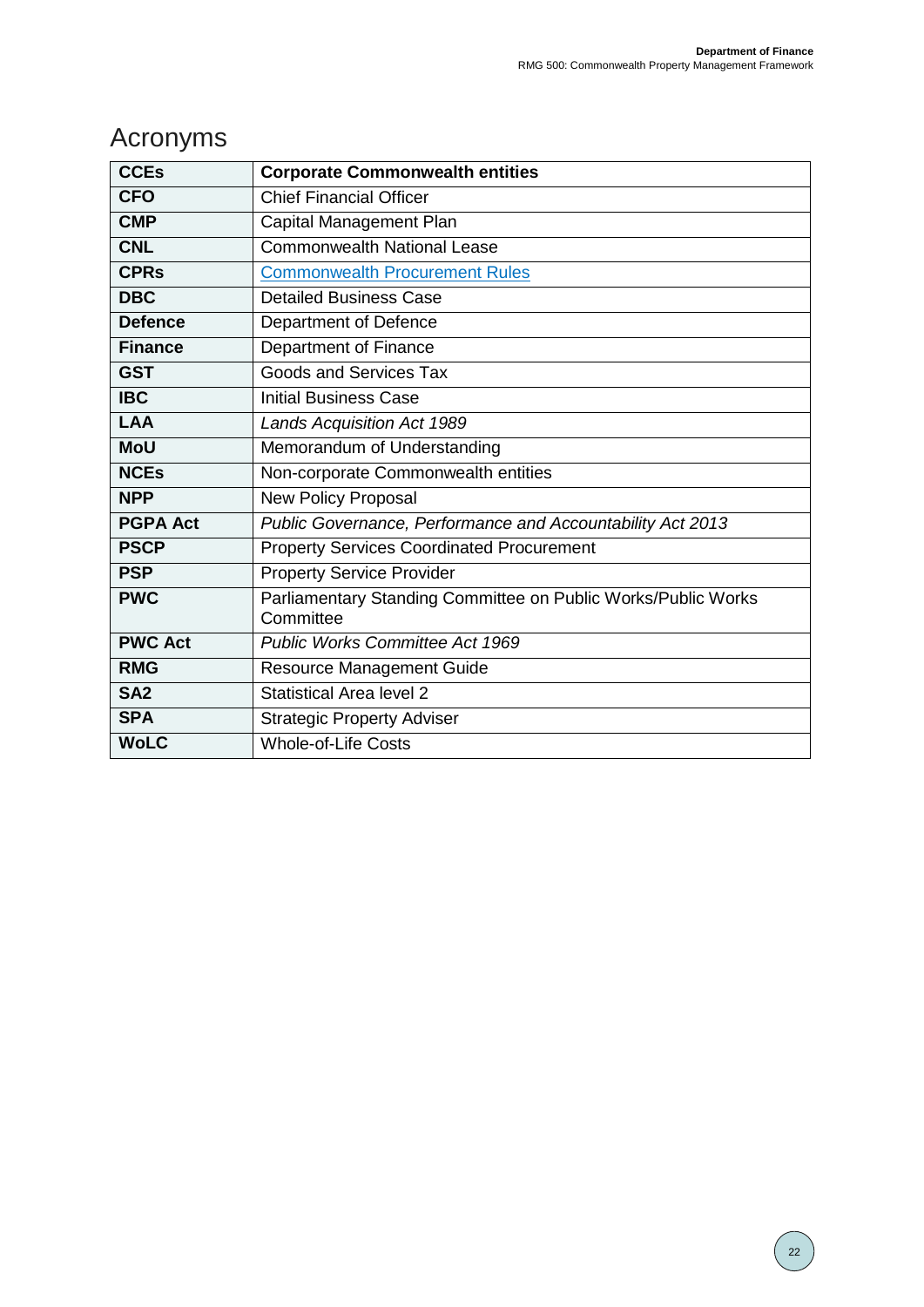# Acronyms

| | |
|---|---|
| **CCEs** | **Corporate Commonwealth entities** |
| **CFO** | Chief Financial Officer |
| **CMP** | Capital Management Plan |
| **CNL** | Commonwealth National Lease |
| **CPRs** | Commonwealth Procurement Rules |
| **DBC** | Detailed Business Case |
| **Defence** | Department of Defence |
| **Finance** | Department of Finance |
| **GST** | Goods and Services Tax |
| **IBC** | Initial Business Case |
| **LAA** | *Lands Acquisition Act 1989* |
| **MoU** | Memorandum of Understanding |
| **NCEs** | Non-corporate Commonwealth entities |
| **NPP** | New Policy Proposal |
| **PGPA Act** | *Public Governance, Performance and Accountability Act 2013* |
| **PSCP** | Property Services Coordinated Procurement |
| **PSP** | Property Service Provider |
| **PWC** | Parliamentary Standing Committee on Public Works/Public Works Committee |
| **PWC Act** | *Public Works Committee Act 1969* |
| **RMG** | Resource Management Guide |
| **SA2** | Statistical Area level 2 |
| **SPA** | Strategic Property Adviser |
| **WoLC** | Whole-of-Life Costs |